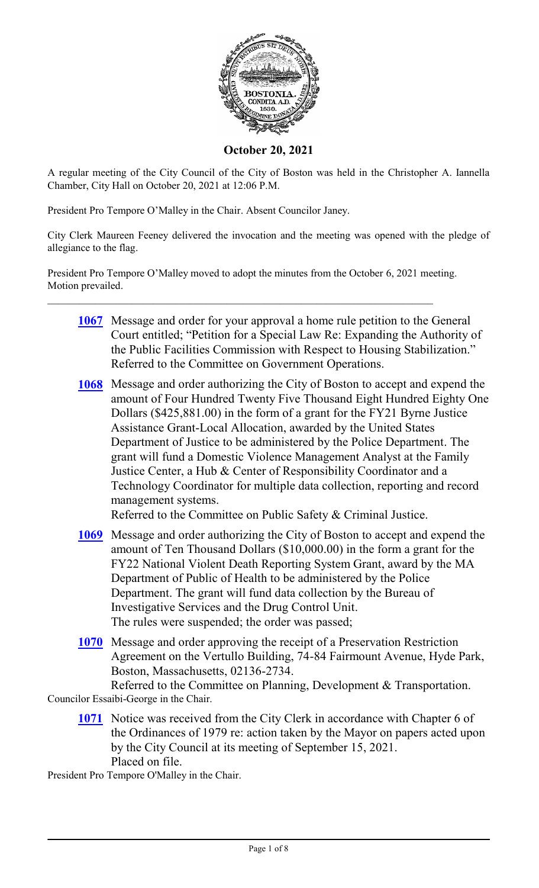**October 20, 2021**

A regular meeting of the City Council of the City of Boston was held in the Christopher A. Iannella Chamber, City Hall on October 20, 2021 at 12:06 P.M.

President Pro Tempore O'Malley in the Chair. Absent Councilor Janey.

City Clerk Maureen Feeney delivered the invocation and the meeting was opened with the pledge of allegiance to the flag.

President Pro Tempore O'Malley moved to adopt the minutes from the October 6, 2021 meeting. Motion prevailed.

---

**1067** Message and order for your approval a home rule petition to the General Court entitled; "Petition for a Special Law Re: Expanding the Authority of the Public Facilities Commission with Respect to Housing Stabilization." Referred to the Committee on Government Operations.

**1068** Message and order authorizing the City of Boston to accept and expend the amount of Four Hundred Twenty Five Thousand Eight Hundred Eighty One Dollars ($425,881.00) in the form of a grant for the FY21 Byrne Justice Assistance Grant-Local Allocation, awarded by the United States Department of Justice to be administered by the Police Department. The grant will fund a Domestic Violence Management Analyst at the Family Justice Center, a Hub & Center of Responsibility Coordinator and a Technology Coordinator for multiple data collection, reporting and record management systems.
Referred to the Committee on Public Safety & Criminal Justice.

**1069** Message and order authorizing the City of Boston to accept and expend the amount of Ten Thousand Dollars ($10,000.00) in the form a grant for the FY22 National Violent Death Reporting System Grant, award by the MA Department of Public of Health to be administered by the Police Department. The grant will fund data collection by the Bureau of Investigative Services and the Drug Control Unit.
The rules were suspended; the order was passed;

**1070** Message and order approving the receipt of a Preservation Restriction Agreement on the Vertullo Building, 74-84 Fairmount Avenue, Hyde Park, Boston, Massachusetts, 02136-2734.
Referred to the Committee on Planning, Development & Transportation.

Councilor Essaibi-George in the Chair.

**1071** Notice was received from the City Clerk in accordance with Chapter 6 of the Ordinances of 1979 re: action taken by the Mayor on papers acted upon by the City Council at its meeting of September 15, 2021.
Placed on file.

President Pro Tempore O'Malley in the Chair.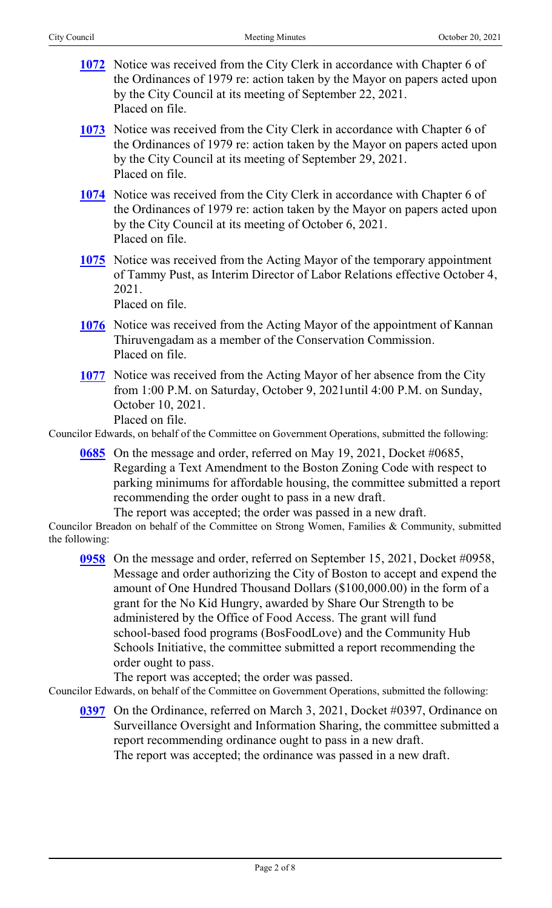**1072** Notice was received from the City Clerk in accordance with Chapter 6 of the Ordinances of 1979 re: action taken by the Mayor on papers acted upon by the City Council at its meeting of September 22, 2021.
Placed on file.

**1073** Notice was received from the City Clerk in accordance with Chapter 6 of the Ordinances of 1979 re: action taken by the Mayor on papers acted upon by the City Council at its meeting of September 29, 2021.
Placed on file.

**1074** Notice was received from the City Clerk in accordance with Chapter 6 of the Ordinances of 1979 re: action taken by the Mayor on papers acted upon by the City Council at its meeting of October 6, 2021.
Placed on file.

**1075** Notice was received from the Acting Mayor of the temporary appointment of Tammy Pust, as Interim Director of Labor Relations effective October 4, 2021.
Placed on file.

**1076** Notice was received from the Acting Mayor of the appointment of Kannan Thiruvengadam as a member of the Conservation Commission.
Placed on file.

**1077** Notice was received from the Acting Mayor of her absence from the City from 1:00 P.M. on Saturday, October 9, 2021until 4:00 P.M. on Sunday, October 10, 2021.
Placed on file.

Councilor Edwards, on behalf of the Committee on Government Operations, submitted the following:

**0685** On the message and order, referred on May 19, 2021, Docket #0685, Regarding a Text Amendment to the Boston Zoning Code with respect to parking minimums for affordable housing, the committee submitted a report recommending the order ought to pass in a new draft.
The report was accepted; the order was passed in a new draft.

Councilor Breadon on behalf of the Committee on Strong Women, Families & Community, submitted the following:

**0958** On the message and order, referred on September 15, 2021, Docket #0958, Message and order authorizing the City of Boston to accept and expend the amount of One Hundred Thousand Dollars ($100,000.00) in the form of a grant for the No Kid Hungry, awarded by Share Our Strength to be administered by the Office of Food Access. The grant will fund school-based food programs (BosFoodLove) and the Community Hub Schools Initiative, the committee submitted a report recommending the order ought to pass.
The report was accepted; the order was passed.

Councilor Edwards, on behalf of the Committee on Government Operations, submitted the following:

**0397** On the Ordinance, referred on March 3, 2021, Docket #0397, Ordinance on Surveillance Oversight and Information Sharing, the committee submitted a report recommending ordinance ought to pass in a new draft.
The report was accepted; the ordinance was passed in a new draft.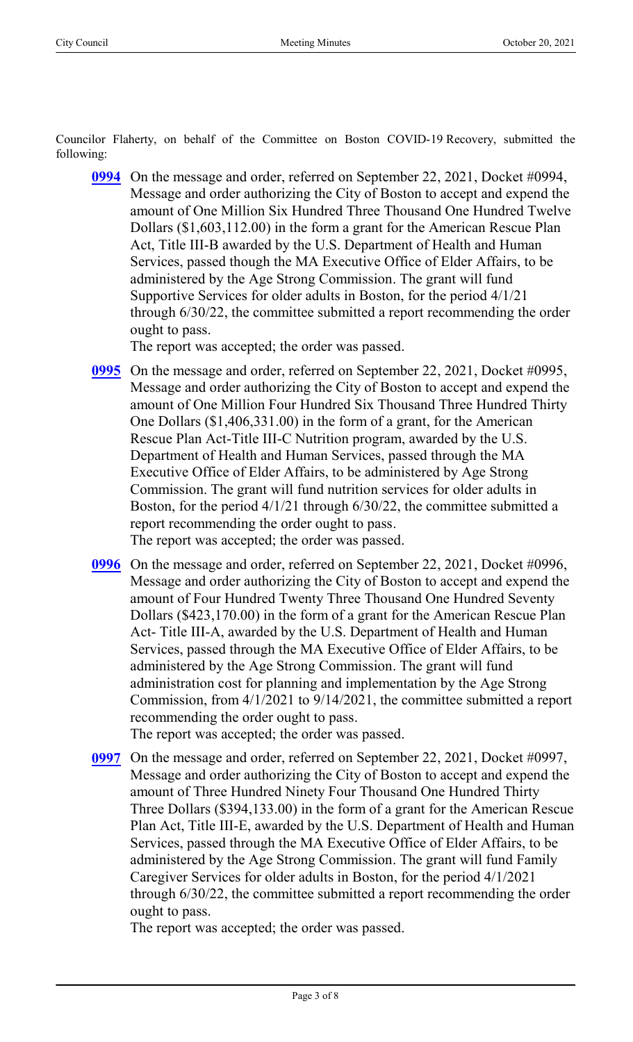Councilor Flaherty, on behalf of the Committee on Boston COVID-19 Recovery, submitted the following:

**0994** On the message and order, referred on September 22, 2021, Docket #0994, Message and order authorizing the City of Boston to accept and expend the amount of One Million Six Hundred Three Thousand One Hundred Twelve Dollars ($1,603,112.00) in the form a grant for the American Rescue Plan Act, Title III-B awarded by the U.S. Department of Health and Human Services, passed though the MA Executive Office of Elder Affairs, to be administered by the Age Strong Commission. The grant will fund Supportive Services for older adults in Boston, for the period 4/1/21 through 6/30/22, the committee submitted a report recommending the order ought to pass.

The report was accepted; the order was passed.

**0995** On the message and order, referred on September 22, 2021, Docket #0995, Message and order authorizing the City of Boston to accept and expend the amount of One Million Four Hundred Six Thousand Three Hundred Thirty One Dollars ($1,406,331.00) in the form of a grant, for the American Rescue Plan Act-Title III-C Nutrition program, awarded by the U.S. Department of Health and Human Services, passed through the MA Executive Office of Elder Affairs, to be administered by Age Strong Commission. The grant will fund nutrition services for older adults in Boston, for the period 4/1/21 through 6/30/22, the committee submitted a report recommending the order ought to pass.

The report was accepted; the order was passed.

**0996** On the message and order, referred on September 22, 2021, Docket #0996, Message and order authorizing the City of Boston to accept and expend the amount of Four Hundred Twenty Three Thousand One Hundred Seventy Dollars ($423,170.00) in the form of a grant for the American Rescue Plan Act- Title III-A, awarded by the U.S. Department of Health and Human Services, passed through the MA Executive Office of Elder Affairs, to be administered by the Age Strong Commission. The grant will fund administration cost for planning and implementation by the Age Strong Commission, from 4/1/2021 to 9/14/2021, the committee submitted a report recommending the order ought to pass.

The report was accepted; the order was passed.

**0997** On the message and order, referred on September 22, 2021, Docket #0997, Message and order authorizing the City of Boston to accept and expend the amount of Three Hundred Ninety Four Thousand One Hundred Thirty Three Dollars ($394,133.00) in the form of a grant for the American Rescue Plan Act, Title III-E, awarded by the U.S. Department of Health and Human Services, passed through the MA Executive Office of Elder Affairs, to be administered by the Age Strong Commission. The grant will fund Family Caregiver Services for older adults in Boston, for the period 4/1/2021 through 6/30/22, the committee submitted a report recommending the order ought to pass.

The report was accepted; the order was passed.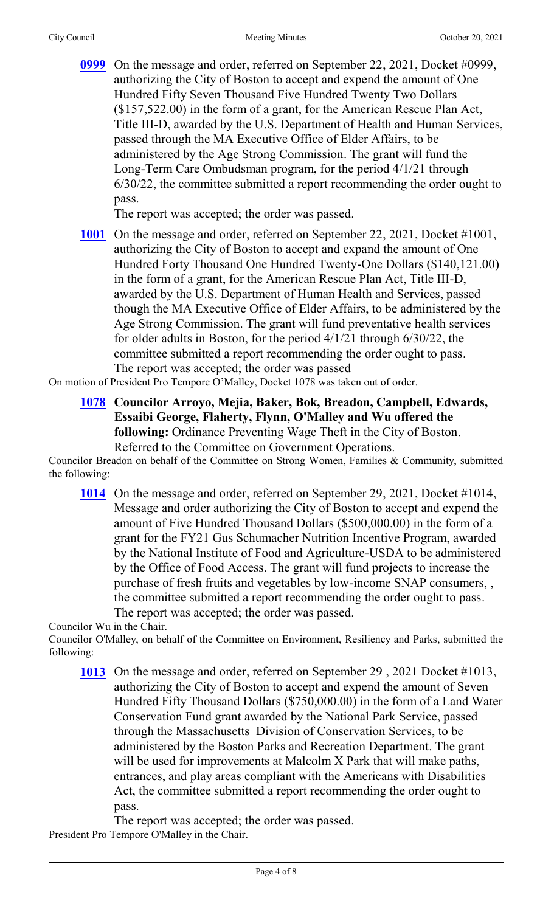**0999** On the message and order, referred on September 22, 2021, Docket #0999, authorizing the City of Boston to accept and expend the amount of One Hundred Fifty Seven Thousand Five Hundred Twenty Two Dollars ($157,522.00) in the form of a grant, for the American Rescue Plan Act, Title III-D, awarded by the U.S. Department of Health and Human Services, passed through the MA Executive Office of Elder Affairs, to be administered by the Age Strong Commission. The grant will fund the Long-Term Care Ombudsman program, for the period 4/1/21 through 6/30/22, the committee submitted a report recommending the order ought to pass.

The report was accepted; the order was passed.

**1001** On the message and order, referred on September 22, 2021, Docket #1001, authorizing the City of Boston to accept and expand the amount of One Hundred Forty Thousand One Hundred Twenty-One Dollars ($140,121.00) in the form of a grant, for the American Rescue Plan Act, Title III-D, awarded by the U.S. Department of Human Health and Services, passed though the MA Executive Office of Elder Affairs, to be administered by the Age Strong Commission. The grant will fund preventative health services for older adults in Boston, for the period 4/1/21 through 6/30/22, the committee submitted a report recommending the order ought to pass.

The report was accepted; the order was passed

On motion of President Pro Tempore O'Malley, Docket 1078 was taken out of order.

**1078** **Councilor Arroyo, Mejia, Baker, Bok, Breadon, Campbell, Edwards, Essaibi George, Flaherty, Flynn, O'Malley and Wu offered the following:** Ordinance Preventing Wage Theft in the City of Boston.

Referred to the Committee on Government Operations.

Councilor Breadon on behalf of the Committee on Strong Women, Families & Community, submitted the following:

**1014** On the message and order, referred on September 29, 2021, Docket #1014, Message and order authorizing the City of Boston to accept and expend the amount of Five Hundred Thousand Dollars ($500,000.00) in the form of a grant for the FY21 Gus Schumacher Nutrition Incentive Program, awarded by the National Institute of Food and Agriculture-USDA to be administered by the Office of Food Access. The grant will fund projects to increase the purchase of fresh fruits and vegetables by low-income SNAP consumers, , the committee submitted a report recommending the order ought to pass.

The report was accepted; the order was passed.

Councilor Wu in the Chair.

Councilor O'Malley, on behalf of the Committee on Environment, Resiliency and Parks, submitted the following:

**1013** On the message and order, referred on September 29 , 2021 Docket #1013, authorizing the City of Boston to accept and expend the amount of Seven Hundred Fifty Thousand Dollars ($750,000.00) in the form of a Land Water Conservation Fund grant awarded by the National Park Service, passed through the Massachusetts Division of Conservation Services, to be administered by the Boston Parks and Recreation Department. The grant will be used for improvements at Malcolm X Park that will make paths, entrances, and play areas compliant with the Americans with Disabilities Act, the committee submitted a report recommending the order ought to pass.

The report was accepted; the order was passed.

President Pro Tempore O'Malley in the Chair.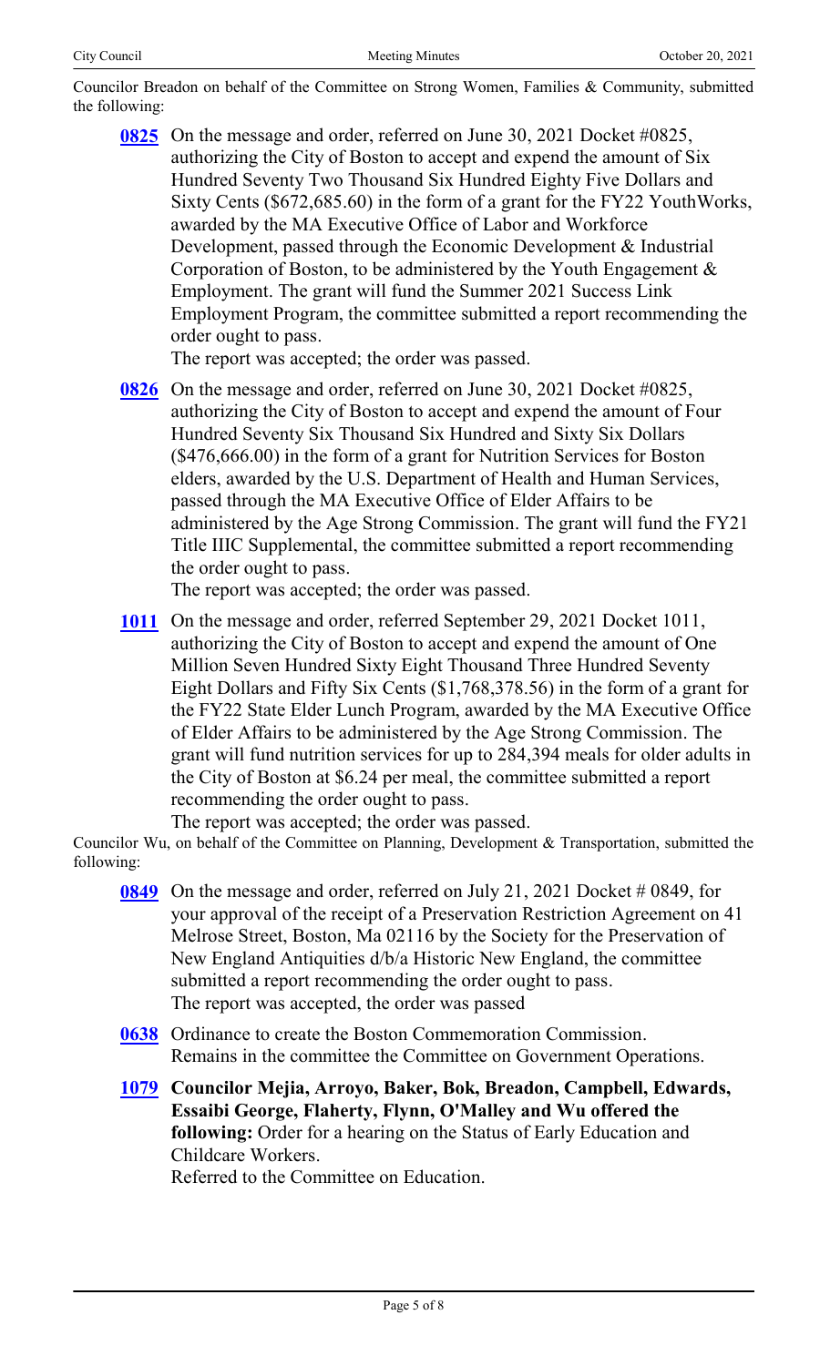Councilor Breadon on behalf of the Committee on Strong Women, Families & Community, submitted the following:

**0825** On the message and order, referred on June 30, 2021 Docket #0825, authorizing the City of Boston to accept and expend the amount of Six Hundred Seventy Two Thousand Six Hundred Eighty Five Dollars and Sixty Cents ($672,685.60) in the form of a grant for the FY22 YouthWorks, awarded by the MA Executive Office of Labor and Workforce Development, passed through the Economic Development & Industrial Corporation of Boston, to be administered by the Youth Engagement & Employment. The grant will fund the Summer 2021 Success Link Employment Program, the committee submitted a report recommending the order ought to pass.
The report was accepted; the order was passed.

**0826** On the message and order, referred on June 30, 2021 Docket #0825, authorizing the City of Boston to accept and expend the amount of Four Hundred Seventy Six Thousand Six Hundred and Sixty Six Dollars ($476,666.00) in the form of a grant for Nutrition Services for Boston elders, awarded by the U.S. Department of Health and Human Services, passed through the MA Executive Office of Elder Affairs to be administered by the Age Strong Commission. The grant will fund the FY21 Title IIIC Supplemental, the committee submitted a report recommending the order ought to pass.
The report was accepted; the order was passed.

**1011** On the message and order, referred September 29, 2021 Docket 1011, authorizing the City of Boston to accept and expend the amount of One Million Seven Hundred Sixty Eight Thousand Three Hundred Seventy Eight Dollars and Fifty Six Cents ($1,768,378.56) in the form of a grant for the FY22 State Elder Lunch Program, awarded by the MA Executive Office of Elder Affairs to be administered by the Age Strong Commission. The grant will fund nutrition services for up to 284,394 meals for older adults in the City of Boston at $6.24 per meal, the committee submitted a report recommending the order ought to pass.
The report was accepted; the order was passed.

Councilor Wu, on behalf of the Committee on Planning, Development & Transportation, submitted the following:

**0849** On the message and order, referred on July 21, 2021 Docket # 0849, for your approval of the receipt of a Preservation Restriction Agreement on 41 Melrose Street, Boston, Ma 02116 by the Society for the Preservation of New England Antiquities d/b/a Historic New England, the committee submitted a report recommending the order ought to pass.
The report was accepted, the order was passed

**0638** Ordinance to create the Boston Commemoration Commission.
Remains in the committee the Committee on Government Operations.

**1079** **Councilor Mejia, Arroyo, Baker, Bok, Breadon, Campbell, Edwards, Essaibi George, Flaherty, Flynn, O'Malley and Wu offered the following:** Order for a hearing on the Status of Early Education and Childcare Workers.
Referred to the Committee on Education.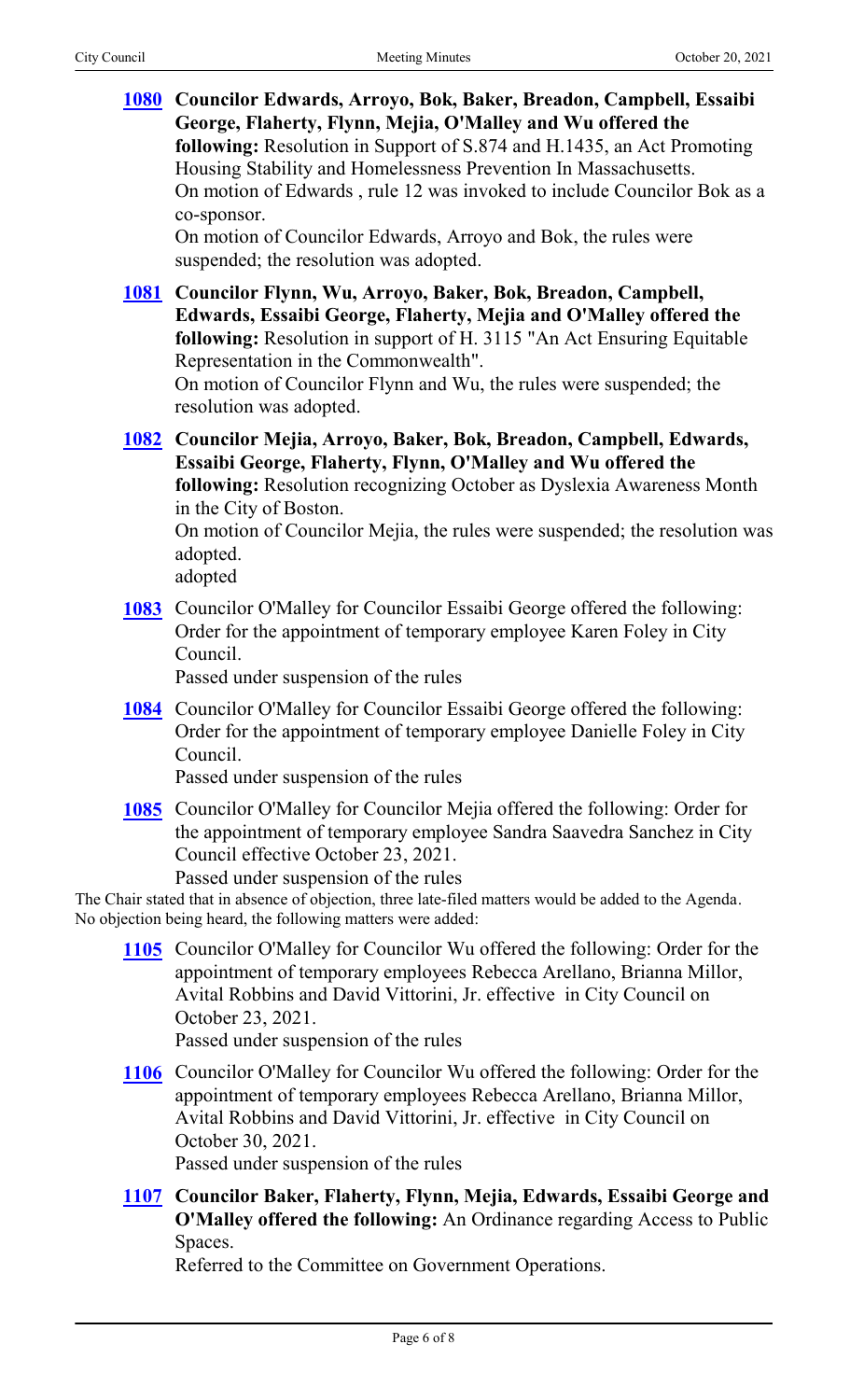**1080** **Councilor Edwards, Arroyo, Bok, Baker, Breadon, Campbell, Essaibi George, Flaherty, Flynn, Mejia, O'Malley and Wu offered the following:** Resolution in Support of S.874 and H.1435, an Act Promoting Housing Stability and Homelessness Prevention In Massachusetts.
On motion of Edwards , rule 12 was invoked to include Councilor Bok as a co-sponsor.
On motion of Councilor Edwards, Arroyo and Bok, the rules were suspended; the resolution was adopted.

**1081** **Councilor Flynn, Wu, Arroyo, Baker, Bok, Breadon, Campbell, Edwards, Essaibi George, Flaherty, Mejia and O'Malley offered the following:** Resolution in support of H. 3115 "An Act Ensuring Equitable Representation in the Commonwealth".
On motion of Councilor Flynn and Wu, the rules were suspended; the resolution was adopted.

**1082** **Councilor Mejia, Arroyo, Baker, Bok, Breadon, Campbell, Edwards, Essaibi George, Flaherty, Flynn, O'Malley and Wu offered the following:** Resolution recognizing October as Dyslexia Awareness Month in the City of Boston.
On motion of Councilor Mejia, the rules were suspended; the resolution was adopted.
adopted

**1083** Councilor O'Malley for Councilor Essaibi George offered the following: Order for the appointment of temporary employee Karen Foley in City Council.
Passed under suspension of the rules

**1084** Councilor O'Malley for Councilor Essaibi George offered the following: Order for the appointment of temporary employee Danielle Foley in City Council.
Passed under suspension of the rules

**1085** Councilor O'Malley for Councilor Mejia offered the following: Order for the appointment of temporary employee Sandra Saavedra Sanchez in City Council effective October 23, 2021.
Passed under suspension of the rules

The Chair stated that in absence of objection, three late-filed matters would be added to the Agenda. No objection being heard, the following matters were added:

**1105** Councilor O'Malley for Councilor Wu offered the following: Order for the appointment of temporary employees Rebecca Arellano, Brianna Millor, Avital Robbins and David Vittorini, Jr. effective in City Council on October 23, 2021.
Passed under suspension of the rules

**1106** Councilor O'Malley for Councilor Wu offered the following: Order for the appointment of temporary employees Rebecca Arellano, Brianna Millor, Avital Robbins and David Vittorini, Jr. effective in City Council on October 30, 2021.
Passed under suspension of the rules

**1107** **Councilor Baker, Flaherty, Flynn, Mejia, Edwards, Essaibi George and O'Malley offered the following:** An Ordinance regarding Access to Public Spaces.
Referred to the Committee on Government Operations.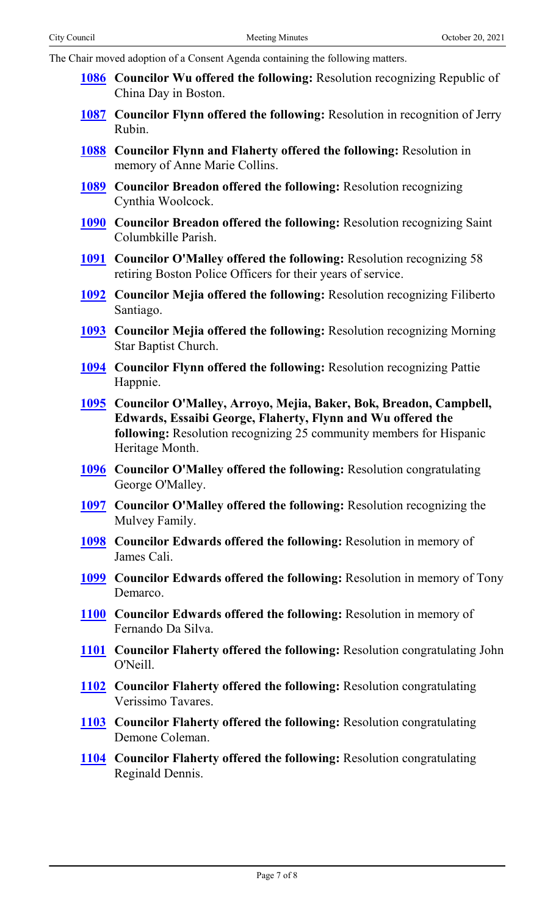The Chair moved adoption of a Consent Agenda containing the following matters.

**1086** **Councilor Wu offered the following:** Resolution recognizing Republic of China Day in Boston.

**1087** **Councilor Flynn offered the following:** Resolution in recognition of Jerry Rubin.

**1088** **Councilor Flynn and Flaherty offered the following:** Resolution in memory of Anne Marie Collins.

**1089** **Councilor Breadon offered the following:** Resolution recognizing Cynthia Woolcock.

**1090** **Councilor Breadon offered the following:** Resolution recognizing Saint Columbkille Parish.

**1091** **Councilor O'Malley offered the following:** Resolution recognizing 58 retiring Boston Police Officers for their years of service.

**1092** **Councilor Mejia offered the following:** Resolution recognizing Filiberto Santiago.

**1093** **Councilor Mejia offered the following:** Resolution recognizing Morning Star Baptist Church.

**1094** **Councilor Flynn offered the following:** Resolution recognizing Pattie Happnie.

**1095** **Councilor O'Malley, Arroyo, Mejia, Baker, Bok, Breadon, Campbell, Edwards, Essaibi George, Flaherty, Flynn and Wu offered the following:** Resolution recognizing 25 community members for Hispanic Heritage Month.

**1096** **Councilor O'Malley offered the following:** Resolution congratulating George O'Malley.

**1097** **Councilor O'Malley offered the following:** Resolution recognizing the Mulvey Family.

**1098** **Councilor Edwards offered the following:** Resolution in memory of James Cali.

**1099** **Councilor Edwards offered the following:** Resolution in memory of Tony Demarco.

**1100** **Councilor Edwards offered the following:** Resolution in memory of Fernando Da Silva.

**1101** **Councilor Flaherty offered the following:** Resolution congratulating John O'Neill.

**1102** **Councilor Flaherty offered the following:** Resolution congratulating Verissimo Tavares.

**1103** **Councilor Flaherty offered the following:** Resolution congratulating Demone Coleman.

**1104** **Councilor Flaherty offered the following:** Resolution congratulating Reginald Dennis.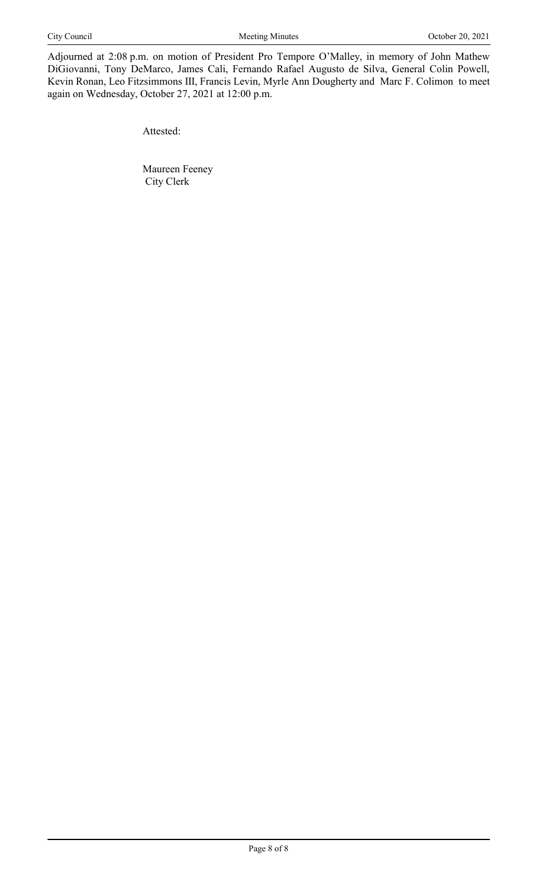Adjourned at 2:08 p.m. on motion of President Pro Tempore O'Malley, in memory of John Mathew DiGiovanni, Tony DeMarco, James Cali, Fernando Rafael Augusto de Silva, General Colin Powell, Kevin Ronan, Leo Fitzsimmons III, Francis Levin, Myrle Ann Dougherty and Marc F. Colimon to meet again on Wednesday, October 27, 2021 at 12:00 p.m.

Attested:

Maureen Feeney
City Clerk